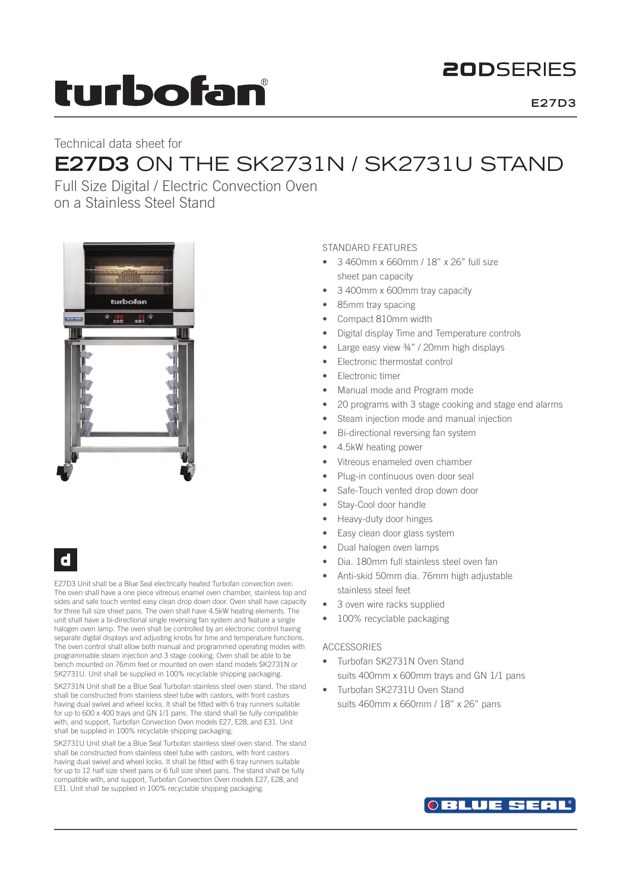# turbofan®

**20D**SERIES

**E27D3**

Technical data sheet for

# E27D3 ON THE SK2731N / SK2731U STAND

## Full Size Digital / Electric Convection Oven on a Stainless Steel Stand

### STANDARD FEATURES

- 3 460mm x 660mm / 18" x 26" full size sheet pan capacity
- 3 400mm x 600mm tray capacity
- 85mm tray spacing
- Compact 810mm width
- Digital display Time and Temperature controls
- Large easy view ¾" / 20mm high displays
- Electronic thermostat control
- Electronic timer
- Manual mode and Program mode
- 20 programs with 3 stage cooking and stage end alarms
- Steam injection mode and manual injection
- Bi-directional reversing fan system
- 4.5kW heating power
- Vitreous enameled oven chamber
- Plug-in continuous oven door seal
- Safe-Touch vented drop down door
- Stay-Cool door handle
- Heavy-duty door hinges
- Easy clean door glass system
- Dual halogen oven lamps
- Dia. 180mm full stainless steel oven fan
- Anti-skid 50mm dia. 76mm high adjustable stainless steel feet
- 3 oven wire racks supplied
- 100% recyclable packaging

### ACCESSORIES

- Turbofan SK2731N Oven Stand suits 400mm x 600mm trays and GN 1/1 pans
- Turbofan SK2731U Oven Stand suits 460mm x 660mm / 18" x 26" pans

**d**

E27D3 Unit shall be a Blue Seal electrically heated Turbofan convection oven. The oven shall have a one piece vitreous enamel oven chamber, stainless top and sides and safe touch vented easy clean drop down door. Oven shall have capacity for three full size sheet pans. The oven shall have 4.5kW heating elements. The unit shall have a bi-directional single reversing fan system and feature a single halogen oven lamp. The oven shall be controlled by an electronic control having separate digital displays and adjusting knobs for time and temperature functions. The oven control shall allow both manual and programmed operating modes with programmable steam injection and 3 stage cooking. Oven shall be able to be bench mounted on 76mm feet or mounted on oven stand models SK2731N or SK2731U. Unit shall be supplied in 100% recyclable shipping packaging.

SK2731N Unit shall be a Blue Seal Turbofan stainless steel oven stand. The stand shall be constructed from stainless steel tube with castors, with front castors having dual swivel and wheel locks. It shall be fitted with 6 tray runners suitable for up to 600 x 400 trays and GN 1/1 pans. The stand shall be fully compatible with, and support, Turbofan Convection Oven models E27, E28, and E31. Unit shall be supplied in 100% recyclable shipping packaging.

SK2731U Unit shall be a Blue Seal Turbofan stainless steel oven stand. The stand shall be constructed from stainless steel tube with castors, with front castors having dual swivel and wheel locks. It shall be fitted with 6 tray runners suitable for up to 12 half size sheet pans or 6 full size sheet pans. The stand shall be fully compatible with, and support, Turbofan Convection Oven models E27, E28, and E31. Unit shall be supplied in 100% recyclable shipping packaging.

BLUE SEAL®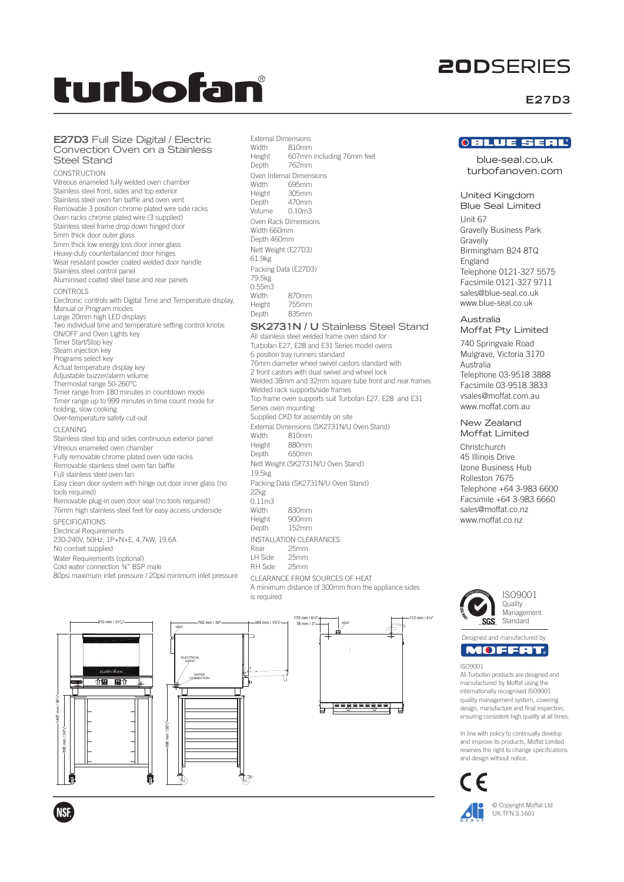# turbofan®

## 20DSERIES

### E27D3

## E27D3 Full Size Digital / Electric Convection Oven on a Stainless Steel Stand

CONSTRUCTION

Vitreous enameled fully welded oven chamber
Stainless steel front, sides and top exterior
Stainless steel oven fan baffle and oven vent
Removable 3 position chrome plated wire side racks
Oven racks chrome plated wire (3 supplied)
Stainless steel frame drop down hinged door
5mm thick door outer glass
5mm thick low energy loss door inner glass
Heavy-duty counterbalanced door hinges
Wear resistant powder coated welded door handle
Stainless steel control panel
Aluminised coated steel base and rear panels

CONTROLS

Electronic controls with Digital Time and Temperature display, Manual or Program modes
Large 20mm high LED displays
Two individual time and temperature setting control knobs
ON/OFF and Oven Lights key
Timer Start/Stop key
Steam injection key
Programs select key
Actual temperature display key
Adjustable buzzer/alarm volume
Thermostat range 50-260°C
Timer range from 180 minutes in countdown mode
Timer range up to 999 minutes in time count mode for holding, slow cooking
Over-temperature safety cut-out

CLEANING

Stainless steel top and sides continuous exterior panel
Vitreous enameled oven chamber
Fully removable chrome plated oven side racks
Removable stainless steel oven fan baffle
Full stainless steel oven fan
Easy clean door system with hinge out door inner glass (no tools required)
Removable plug-in oven door seal (no tools required)
76mm high stainless steel feet for easy access underside

SPECIFICATIONS

Electrical Requirements
230-240V, 50Hz, 1P+N+E, 4.7kW, 19.6A
No cordset supplied

Water Requirements (optional)
Cold water connection ¾" BSP male
80psi maximum inlet pressure / 20psi minimum inlet pressure

External Dimensions

| | |
|---|---|
| Width | 810mm |
| Height | 607mm including 76mm feet |
| Depth | 762mm |

Oven Internal Dimensions

| | |
|---|---|
| Width | 695mm |
| Height | 305mm |
| Depth | 470mm |
| Volume | 0.10m3 |

Oven Rack Dimensions
Width 660mm
Depth 460mm

Nett Weight (E27D3)
61.9kg

Packing Data (E27D3)
79.5kg
0.55m3

| | |
|---|---|
| Width | 870mm |
| Height | 755mm |
| Depth | 835mm |

## SK2731N / U Stainless Steel Stand

All stainless steel welded frame oven stand for Turbofan E27, E28 and E31 Series model ovens
6 position tray runners standard
76mm diameter wheel swivel castors standard with 2 front castors with dual swivel and wheel lock
Welded 38mm and 32mm square tube front and rear frames
Welded rack supports/side frames
Top frame oven supports suit Turbofan E27, E28 and E31 Series oven mounting
Supplied CKD for assembly on site

External Dimensions (SK2731N/U Oven Stand)

| | |
|---|---|
| Width | 810mm |
| Height | 880mm |
| Depth | 650mm |

Nett Weight (SK2731N/U Oven Stand)
19.5kg

Packing Data (SK2731N/U Oven Stand)
22kg
0.11m3

| | |
|---|---|
| Width | 830mm |
| Height | 900mm |
| Depth | 152mm |

INSTALLATION CLEARANCES

| | |
|---|---|
| Rear | 25mm |
| LH Side | 25mm |
| RH Side | 25mm |

CLEARANCE FROM SOURCES OF HEAT
A minimum distance of 300mm from the appliance sides is required

810 mm / 31⅞"
1487 mm / 58½"
880 mm / 34⅝"
762 mm / 30"
VENT
ELECTRICAL ENTRY
WATER CONNECTION
986 mm / 38⅞"
385 mm / 15⅛"
175 mm / 6⅞"
78 mm / 3"
VENT
112 mm / 4⅜"

BLUE SEAL

blue-seal.co.uk
turbofanoven.com

### United Kingdom
### Blue Seal Limited

Unit 67
Gravelly Business Park
Gravelly
Birmingham B24 8TQ
England
Telephone 0121-327 5575
Facsimile 0121-327 9711
sales@blue-seal.co.uk
www.blue-seal.co.uk

### Australia
### Moffat Pty Limited

740 Springvale Road
Mulgrave, Victoria 3170
Australia
Telephone 03-9518 3888
Facsimile 03-9518 3833
vsales@moffat.com.au
www.moffat.com.au

### New Zealand
### Moffat Limited

Christchurch
45 Illinois Drive
Izone Business Hub
Rolleston 7675
Telephone +64 3-983 6600
Facsimile +64 3-983 6660
sales@moffat.co.nz
www.moffat.co.nz

ISO9001 Quality Management Standard

Designed and manufactured by MOFFAT

ISO9001
All Turbofan products are designed and manufactured by Moffat using the internationally recognised ISO9001 quality management system, covering design, manufacture and final inspection, ensuring consistent high quality at all times.

In line with policy to continually develop and improve its products, Moffat Limited reserves the right to change specifications and design without notice.

© Copyright Moffat Ltd
UK.TFN.S.1601